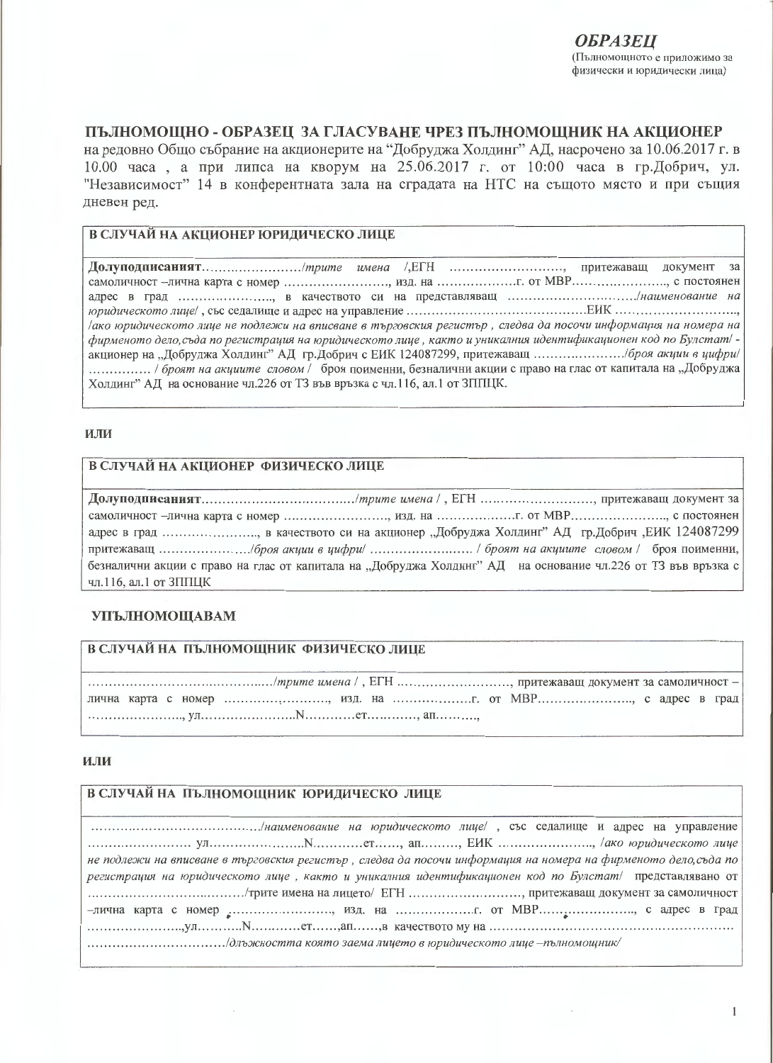***ОБРАЗЕЦ***
(Пълномощното е приложимо за физически и юридически лица)

**ПЪЛНОМОЩНО - ОБРАЗЕЦ ЗА ГЛАСУВАНЕ ЧРЕЗ ПЪЛНОМОЩНИК НА АКЦИОНЕР**
на редовно Общо събрание на акционерите на "Добруджа Холдинг" АД, насрочено за 10.06.2017 г. в 10.00 часа , а при липса на кворум на 25.06.2017 г. от 10:00 часа в гр.Добрич, ул. "Независимост" 14 в конферентната зала на сградата на НТС на същото място и при същия дневен ред.

**В СЛУЧАЙ НА АКЦИОНЕР ЮРИДИЧЕСКО ЛИЦЕ**

**Долуподписаният**……………………/*трите имена* /,ЕГН ……………………, притежаващ документ за самоличност –лична карта с номер ……………………, изд. на ………………г. от МВР………………….., с постоянен адрес в град ………………….., в качеството си на представляващ ……………………../*наименование на юридическото лице*/ , със седалище и адрес на управление ……………………………………ЕИК ………………………., /*ако юридическото лице не подлежи на вписване в търговския регистър , следва да посочи информация на номера на фирменото дело,съда по регистрация на юридическото лице , както и уникалния идентификационен код по Булстат*/ - акционер на „Добруджа Холдинг" АД гр.Добрич с ЕИК 124087299, притежаващ …………………/*броя акции в цифри*/ …………… / *броят на акциите словом* / броя поименни, безналични акции с право на глас от капитала на „Добруджа Холдинг" АД на основание чл.226 от ТЗ във връзка с чл.116, ал.1 от ЗППЦК.

**ИЛИ**

**В СЛУЧАЙ НА АКЦИОНЕР ФИЗИЧЕСКО ЛИЦЕ**

**Долуподписаният**……………………………/*трите имена* / , ЕГН ……………………, притежаващ документ за самоличност –лична карта с номер ……………………, изд. на ………………г. от МВР………………….., с постоянен адрес в град ………………….., в качеството си на акционер „Добруджа Холдинг" АД гр.Добрич ,ЕИК 124087299 притежаващ …………………/*броя акции в цифри*/ …………………… / *броят на акциите словом* / броя поименни, безналични акции с право на глас от капитала на „Добруджа Холдинг" АД на основание чл.226 от ТЗ във връзка с чл.116, ал.1 от ЗППЦК

**УПЪЛНОМОЩАВАМ**

**В СЛУЧАЙ НА ПЪЛНОМОЩНИК ФИЗИЧЕСКО ЛИЦЕ**

……………………………………/*трите имена* / , ЕГН ……………………, притежаващ документ за самоличност – лична карта с номер ……………………, изд. на ………………г. от МВР………………….., с адрес в град ………………….., ул…………………N…………ет…………, ап……….,

**ИЛИ**

**В СЛУЧАЙ НА ПЪЛНОМОЩНИК ЮРИДИЧЕСКО ЛИЦЕ**

…………………………………/*наименование на юридическото лице*/ , със седалище и адрес на управление …………………… ул…………………N…………ет……, ап………, ЕИК …………………., /*ако юридическото лице не подлежи на вписване в търговския регистър , следва да посочи информация на номера на фирменото дело,съда по регистрация на юридическото лице , както и уникалния идентификационен код по Булстат*/ представлявано от ……………………………/трите имена на лицето/ ЕГН ……………………, притежаващ документ за самоличност –лична карта с номер ……………………, изд. на ………………г. от МВР………………….., с адрес в град …………………..,ул………..N…………ет……,ап……,в качеството му на ……………………………………………… ……………………………/*длъжността която заема лицето в юридическото лице –пълномощник*/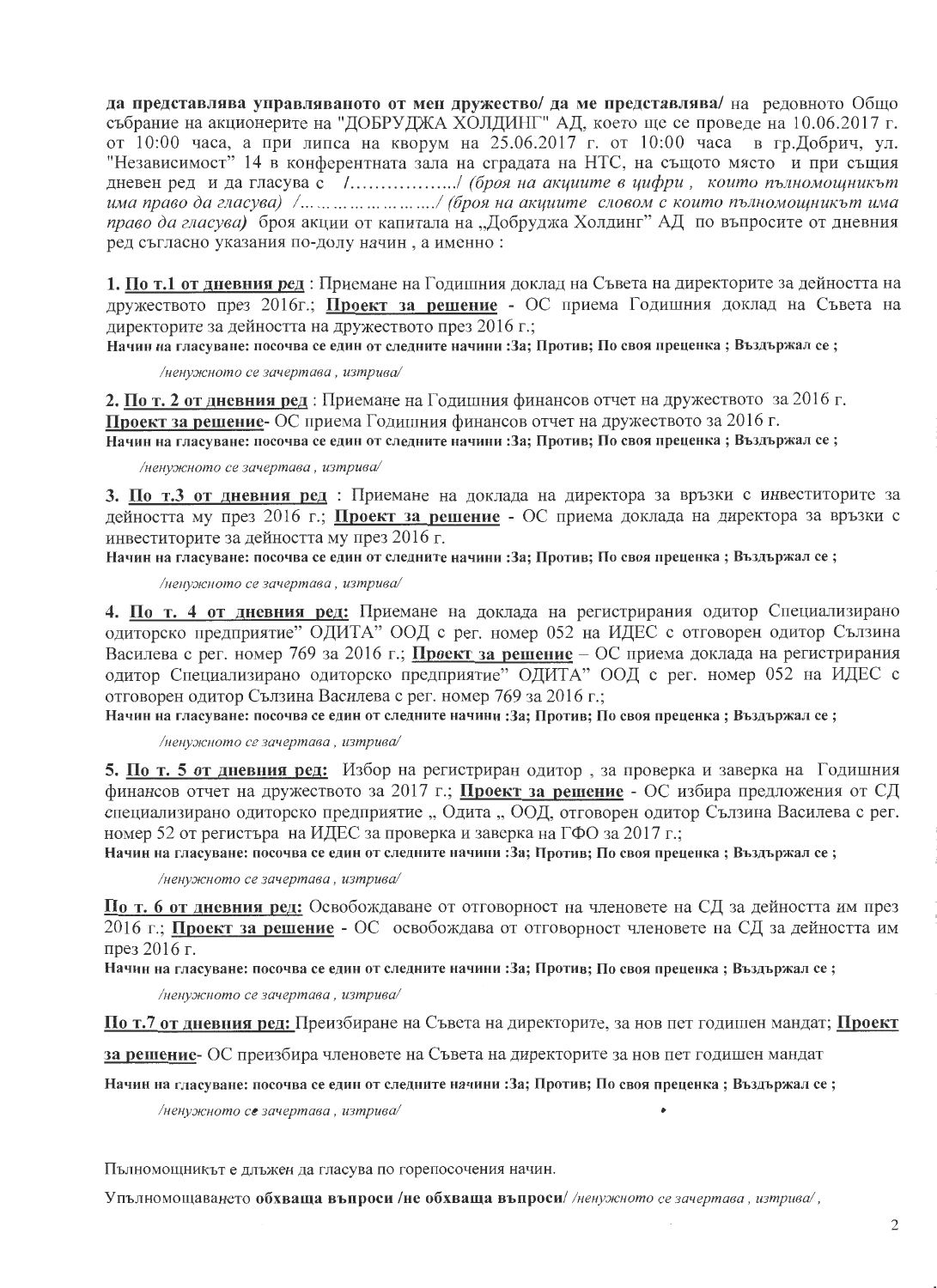**да представлява управляваното от мен дружество/ да ме представлява/** на редовното Общо събрание на акционерите на "ДОБРУДЖА ХОЛДИНГ" АД, което ще се проведе на 10.06.2017 г. от 10:00 часа, а при липса на кворум на 25.06.2017 г. от 10:00 часа в гр.Добрич, ул. "Независимост" 14 в конферентната зала на сградата на НТС, на същото място и при същия дневен ред и да гласува с /................/ *(броя на акциите в цифри , които пълномощникът има право да гласува)* /......................../ *(броя на акциите словом с които пълномощникът има право да гласува)* броя акции от капитала на „Добруджа Холдинг" АД по въпросите от дневния ред съгласно указания по-долу начин , а именно :

1. **<u>По т.1 от дневния ред</u>** : Приемане на Годишния доклад на Съвета на директорите за дейността на дружеството през 2016г.; **<u>Проект за решение</u>** - ОС приема Годишния доклад на Съвета на директорите за дейността на дружеството през 2016 г.;

**Начин на гласуване: посочва се един от следните начини :За; Против; По своя преценка ; Въздържал се ;**

*/ненужното се зачертава , изтрива/*

2. **<u>По т. 2 от дневния ред</u>** : Приемане на Годишния финансов отчет на дружеството за 2016 г. **<u>Проект за решение</u>**- ОС приема Годишния финансов отчет на дружеството за 2016 г.

**Начин на гласуване: посочва се един от следните начини :За; Против; По своя преценка ; Въздържал се ;**

*/ненужното се зачертава , изтрива/*

3. **<u>По т.3 от дневния ред</u>** : Приемане на доклада на директора за връзки с инвеститорите за дейността му през 2016 г.; **<u>Проект за решение</u>** - ОС приема доклада на директора за връзки с инвеститорите за дейността му през 2016 г.

**Начин на гласуване: посочва се един от следните начини :За; Против; По своя преценка ; Въздържал се ;**

*/ненужното се зачертава , изтрива/*

4. **<u>По т. 4 от дневния ред:</u>** Приемане на доклада на регистрирания одитор Специализирано одиторско предприятие" ОДИТА" ООД с рег. номер 052 на ИДЕС с отговорен одитор Сълзина Василева с рег. номер 769 за 2016 г.; **<u>Проект за решение</u>** – ОС приема доклада на регистрирания одитор Специализирано одиторско предприятие" ОДИТА" ООД с рег. номер 052 на ИДЕС с отговорен одитор Сълзина Василева с рег. номер 769 за 2016 г.;

**Начин на гласуване: посочва се един от следните начини :За; Против; По своя преценка ; Въздържал се ;**

*/ненужното се зачертава , изтрива/*

5. **<u>По т. 5 от дневния ред:</u>** Избор на регистриран одитор , за проверка и заверка на Годишния финансов отчет на дружеството за 2017 г.; **<u>Проект за решение</u>** - ОС избира предложения от СД специализирано одиторско предприятие „ Одита „ ООД, отговорен одитор Сълзина Василева с рег. номер 52 от регистъра на ИДЕС за проверка и заверка на ГФО за 2017 г.;

**Начин на гласуване: посочва се един от следните начини :За; Против; По своя преценка ; Въздържал се ;**

*/ненужното се зачертава , изтрива/*

**<u>По т. 6 от дневния ред:</u>** Освобождаване от отговорност на членовете на СД за дейността им през 2016 г.; **<u>Проект за решение</u>** - ОС освобождава от отговорност членовете на СД за дейността им през 2016 г.

**Начин на гласуване: посочва се един от следните начини :За; Против; По своя преценка ; Въздържал се ;**

*/ненужното се зачертава , изтрива/*

**<u>По т.7 от дневния ред:</u>** Преизбиране на Съвета на директорите, за нов пет годишен мандат; **<u>Проект за решение</u>**- ОС преизбира членовете на Съвета на директорите за нов пет годишен мандат

**Начин на гласуване: посочва се един от следните начини :За; Против; По своя преценка ; Въздържал се ;**

*/ненужното се зачертава , изтрива/*

Пълномощникът е длъжен да гласува по горепосочения начин.

Упълномощаването **обхваща въпроси /не обхваща въпроси/** */ненужното се зачертава , изтрива/*,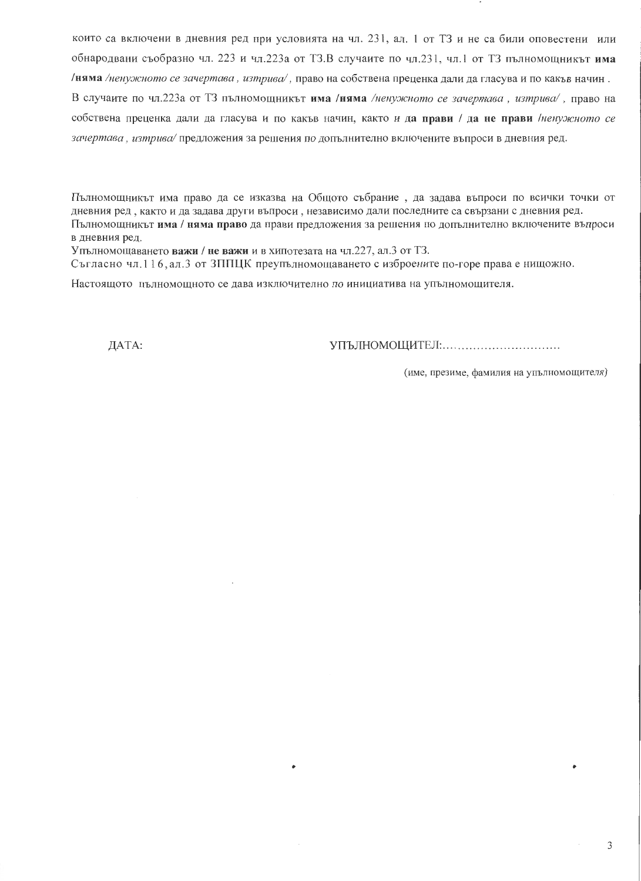които са включени в дневния ред при условията на чл. 231, ал. 1 от ТЗ и не са били оповестени или обнародвани съобразно чл. 223 и чл.223а от ТЗ.В случаите по чл.231, чл.1 от ТЗ пълномощникът **има /няма** */ненужното се зачертава , изтрива/* , право на собствена преценка дали да гласува и по какъв начин .

В случаите по чл.223а от ТЗ пълномощникът **има /няма** */ненужното се зачертава , изтрива/* , право на собствена преценка дали да гласува и по какъв начин, както *и* **да прави / да не прави** */ненужното се зачертава , изтрива/* предложения за решения по допълнително включените въпроси в дневния ред.

Пълномощникът има право да се изказва на Общото събрание , да задава въпроси по всички точки от дневния ред , както и да задава други въпроси , независимо дали последните са свързани с дневния ред.

Пълномощникът **има / няма право** да прави предложения за решения по допълнително включените въпроси в дневния ред.

Упълномощаването **важи / не важи** и в хипотезата на чл.227, ал.3 от ТЗ.

Съгласно чл.116,ал.3 от ЗППЦК преупълномощаването с изброените по-горе права е нищожно.

Настоящото пълномощното се дава изключително по инициатива на упълномощителя.

ДАТА: УПЪЛНОМОЩИТЕЛ:…………………………

(име, презиме, фамилия на упълномощителя)